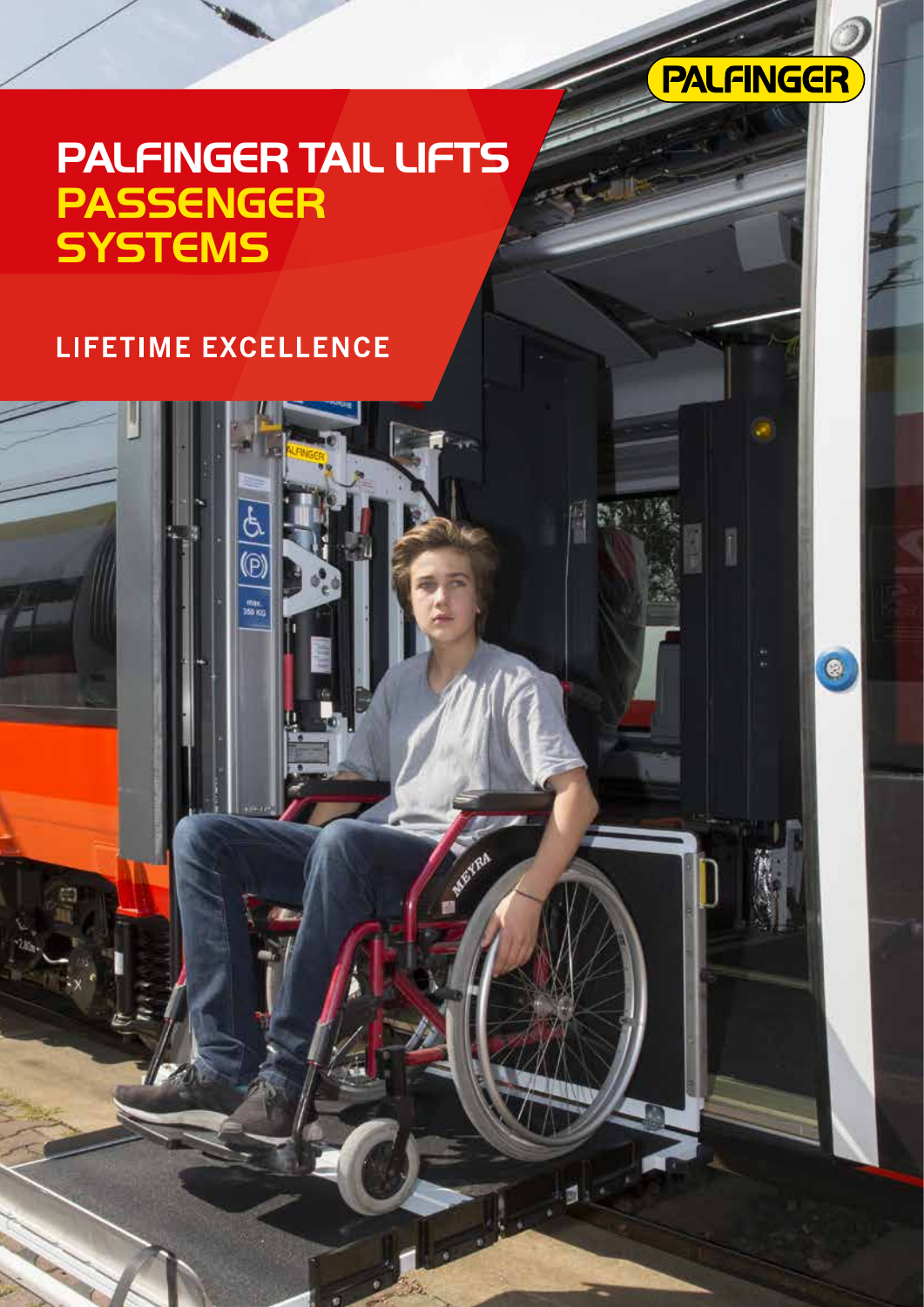PALFINGER

# PALFINGER TAIL LIFTS PASSENGER SYSTEMS

## LIFETIME EXCELLENCE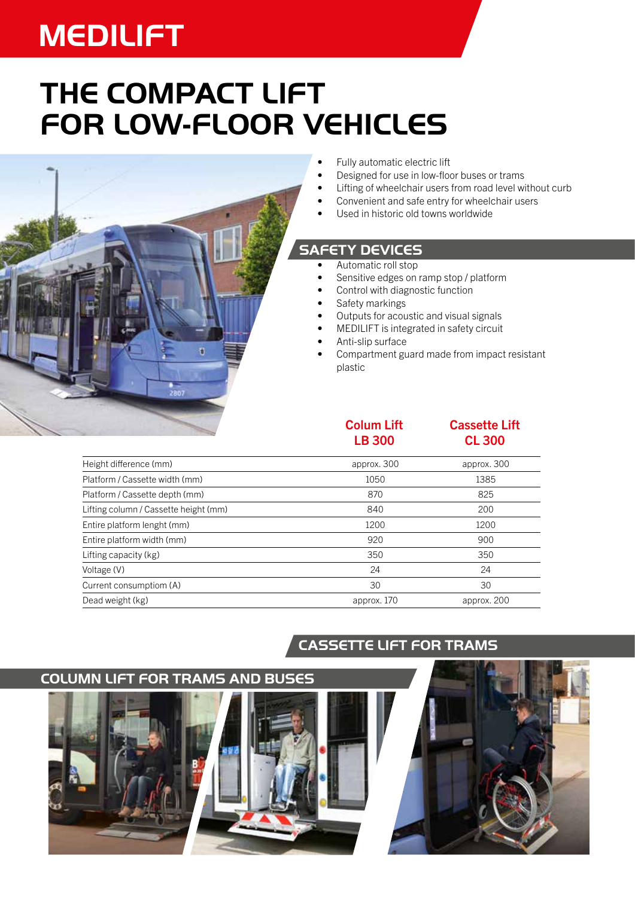# MEDILIFT

# THE COMPACT LIFT FOR LOW-FLOOR VEHICLES

- Fully automatic electric lift
- Designed for use in low-floor buses or trams
- Lifting of wheelchair users from road level without curb
- Convenient and safe entry for wheelchair users
- Used in historic old towns worldwide

## SAFETY DEVICES

- Automatic roll stop
- Sensitive edges on ramp stop / platform
- Control with diagnostic function
- Safety markings
- Outputs for acoustic and visual signals
- MEDILIFT is integrated in safety circuit
- Anti-slip surface
- Compartment guard made from impact resistant plastic

| | Colum Lift LB 300 | Cassette Lift CL 300 |
|---|---|---|
| Height difference (mm) | approx. 300 | approx. 300 |
| Platform / Cassette width (mm) | 1050 | 1385 |
| Platform / Cassette depth (mm) | 870 | 825 |
| Lifting column / Cassette height (mm) | 840 | 200 |
| Entire platform lenght (mm) | 1200 | 1200 |
| Entire platform width (mm) | 920 | 900 |
| Lifting capacity (kg) | 350 | 350 |
| Voltage (V) | 24 | 24 |
| Current consumptiom (A) | 30 | 30 |
| Dead weight (kg) | approx. 170 | approx. 200 |

## CASSETTE LIFT FOR TRAMS

## COLUMN LIFT FOR TRAMS AND BUSES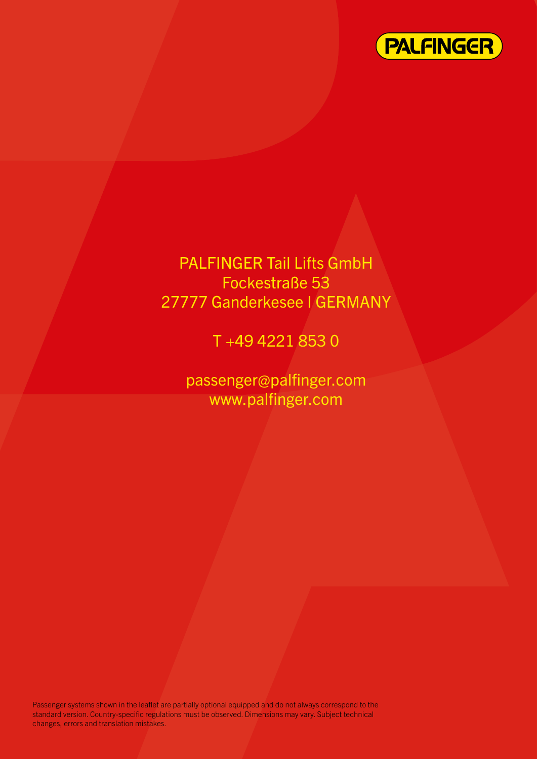PALFINGER

PALFINGER Tail Lifts GmbH
Fockestraße 53
27777 Ganderkesee I GERMANY

T +49 4221 853 0

passenger@palfinger.com
www.palfinger.com

Passenger systems shown in the leaflet are partially optional equipped and do not always correspond to the standard version. Country-specific regulations must be observed. Dimensions may vary. Subject technical changes, errors and translation mistakes.